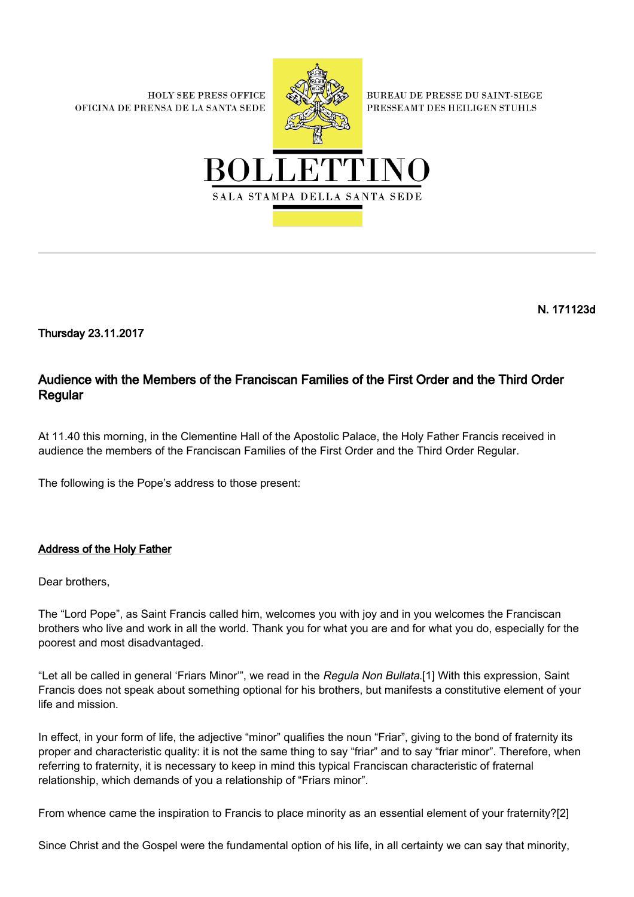HOLY SEE PRESS OFFICE
OFICINA DE PRENSA DE LA SANTA SEDE

BUREAU DE PRESSE DU SAINT-SIEGE
PRESSEAMT DES HEILIGEN STUHLS

# BOLLETTINO

SALA STAMPA DELLA SANTA SEDE

**N. 171123d**

**Thursday 23.11.2017**

## Audience with the Members of the Franciscan Families of the First Order and the Third Order Regular

At 11.40 this morning, in the Clementine Hall of the Apostolic Palace, the Holy Father Francis received in audience the members of the Franciscan Families of the First Order and the Third Order Regular.

The following is the Pope's address to those present:

### Address of the Holy Father

Dear brothers,

The "Lord Pope", as Saint Francis called him, welcomes you with joy and in you welcomes the Franciscan brothers who live and work in all the world. Thank you for what you are and for what you do, especially for the poorest and most disadvantaged.

"Let all be called in general 'Friars Minor'", we read in the *Regula Non Bullata*.[1] With this expression, Saint Francis does not speak about something optional for his brothers, but manifests a constitutive element of your life and mission.

In effect, in your form of life, the adjective "minor" qualifies the noun "Friar", giving to the bond of fraternity its proper and characteristic quality: it is not the same thing to say "friar" and to say "friar minor". Therefore, when referring to fraternity, it is necessary to keep in mind this typical Franciscan characteristic of fraternal relationship, which demands of you a relationship of "Friars minor".

From whence came the inspiration to Francis to place minority as an essential element of your fraternity?[2]

Since Christ and the Gospel were the fundamental option of his life, in all certainty we can say that minority,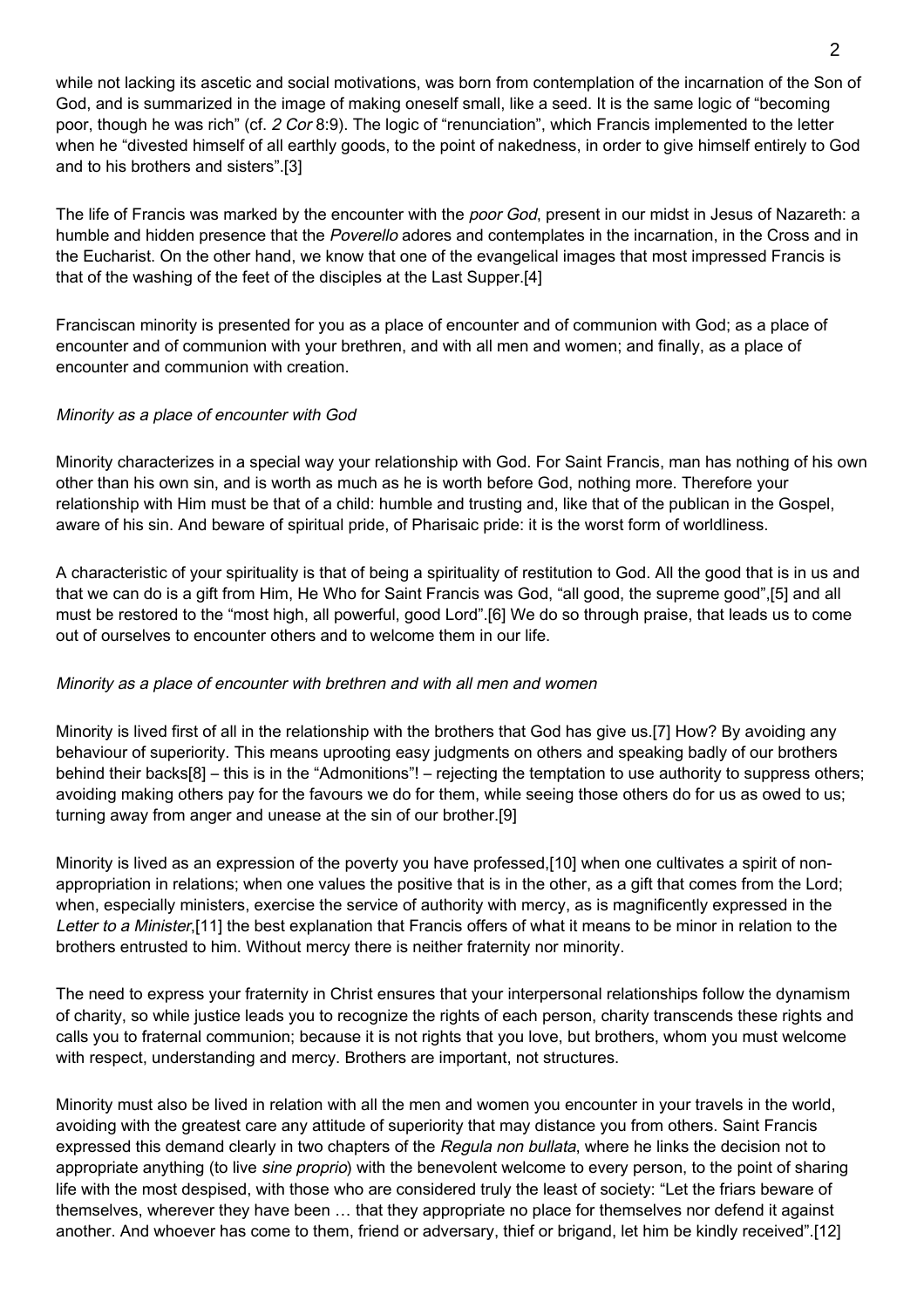while not lacking its ascetic and social motivations, was born from contemplation of the incarnation of the Son of God, and is summarized in the image of making oneself small, like a seed. It is the same logic of "becoming poor, though he was rich" (cf. *2 Cor* 8:9). The logic of "renunciation", which Francis implemented to the letter when he "divested himself of all earthly goods, to the point of nakedness, in order to give himself entirely to God and to his brothers and sisters".[3]

The life of Francis was marked by the encounter with the *poor God*, present in our midst in Jesus of Nazareth: a humble and hidden presence that the *Poverello* adores and contemplates in the incarnation, in the Cross and in the Eucharist. On the other hand, we know that one of the evangelical images that most impressed Francis is that of the washing of the feet of the disciples at the Last Supper.[4]

Franciscan minority is presented for you as a place of encounter and of communion with God; as a place of encounter and of communion with your brethren, and with all men and women; and finally, as a place of encounter and communion with creation.

*Minority as a place of encounter with God*

Minority characterizes in a special way your relationship with God. For Saint Francis, man has nothing of his own other than his own sin, and is worth as much as he is worth before God, nothing more. Therefore your relationship with Him must be that of a child: humble and trusting and, like that of the publican in the Gospel, aware of his sin. And beware of spiritual pride, of Pharisaic pride: it is the worst form of worldliness.

A characteristic of your spirituality is that of being a spirituality of restitution to God. All the good that is in us and that we can do is a gift from Him, He Who for Saint Francis was God, "all good, the supreme good",[5] and all must be restored to the "most high, all powerful, good Lord".[6] We do so through praise, that leads us to come out of ourselves to encounter others and to welcome them in our life.

*Minority as a place of encounter with brethren and with all men and women*

Minority is lived first of all in the relationship with the brothers that God has given us.[7] How? By avoiding any behaviour of superiority. This means uprooting easy judgments on others and speaking badly of our brothers behind their backs[8] – this is in the "Admonitions"! – rejecting the temptation to use authority to suppress others; avoiding making others pay for the favours we do for them, while seeing those others do for us as owed to us; turning away from anger and unease at the sin of our brother.[9]

Minority is lived as an expression of the poverty you have professed,[10] when one cultivates a spirit of non-appropriation in relations; when one values the positive that is in the other, as a gift that comes from the Lord; when, especially ministers, exercise the service of authority with mercy, as is magnificently expressed in the *Letter to a Minister*,[11] the best explanation that Francis offers of what it means to be minor in relation to the brothers entrusted to him. Without mercy there is neither fraternity nor minority.

The need to express your fraternity in Christ ensures that your interpersonal relationships follow the dynamism of charity, so while justice leads you to recognize the rights of each person, charity transcends these rights and calls you to fraternal communion; because it is not rights that you love, but brothers, whom you must welcome with respect, understanding and mercy. Brothers are important, not structures.

Minority must also be lived in relation with all the men and women you encounter in your travels in the world, avoiding with the greatest care any attitude of superiority that may distance you from others. Saint Francis expressed this demand clearly in two chapters of the *Regula non bullata*, where he links the decision not to appropriate anything (to live *sine proprio*) with the benevolent welcome to every person, to the point of sharing life with the most despised, with those who are considered truly the least of society: "Let the friars beware of themselves, wherever they have been … that they appropriate no place for themselves nor defend it against another. And whoever has come to them, friend or adversary, thief or brigand, let him be kindly received".[12]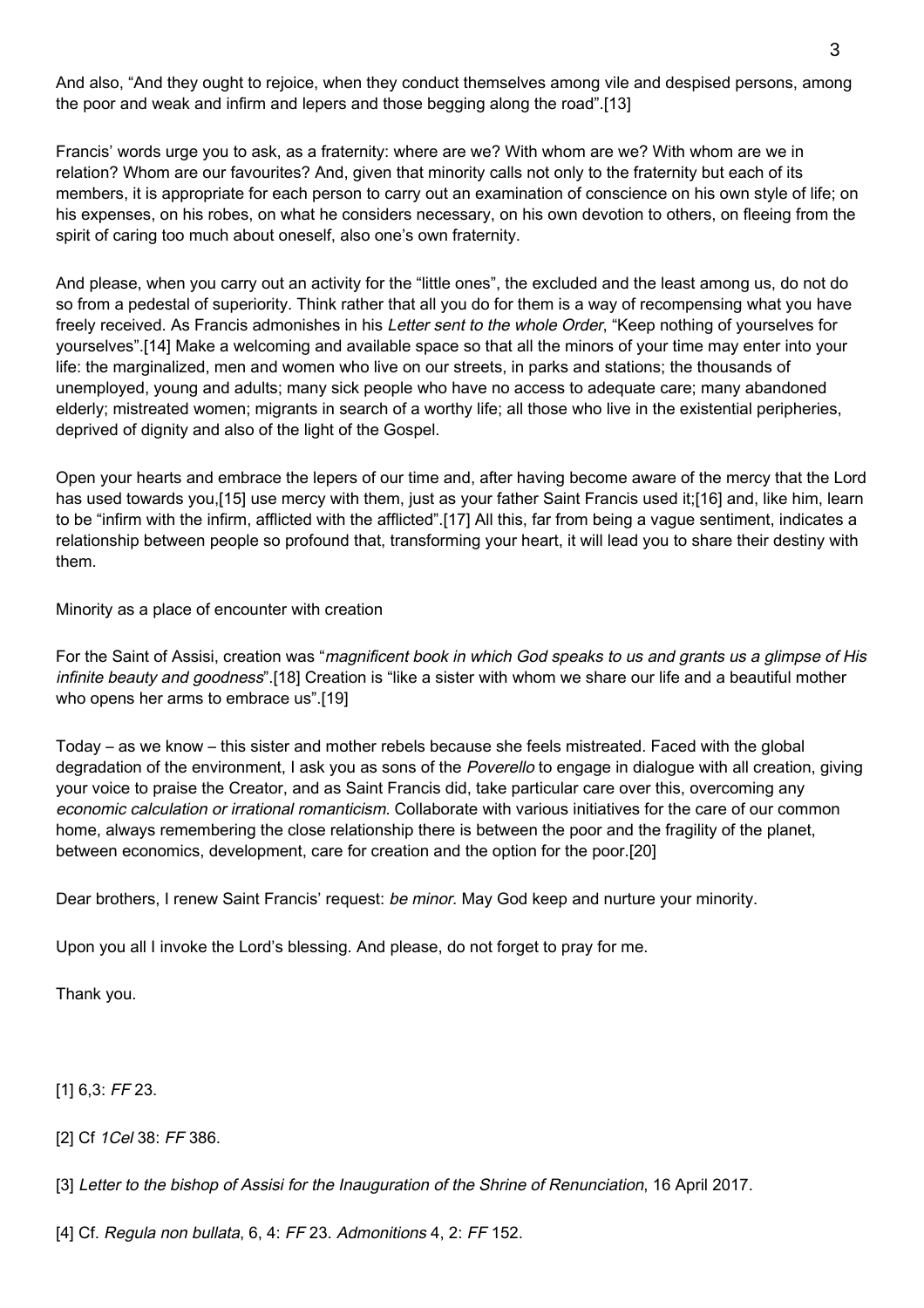And also, "And they ought to rejoice, when they conduct themselves among vile and despised persons, among the poor and weak and infirm and lepers and those begging along the road".[13]

Francis' words urge you to ask, as a fraternity: where are we? With whom are we? With whom are we in relation? Whom are our favourites? And, given that minority calls not only to the fraternity but each of its members, it is appropriate for each person to carry out an examination of conscience on his own style of life; on his expenses, on his robes, on what he considers necessary, on his own devotion to others, on fleeing from the spirit of caring too much about oneself, also one's own fraternity.

And please, when you carry out an activity for the "little ones", the excluded and the least among us, do not do so from a pedestal of superiority. Think rather that all you do for them is a way of recompensing what you have freely received. As Francis admonishes in his *Letter sent to the whole Order*, "Keep nothing of yourselves for yourselves".[14] Make a welcoming and available space so that all the minors of your time may enter into your life: the marginalized, men and women who live on our streets, in parks and stations; the thousands of unemployed, young and adults; many sick people who have no access to adequate care; many abandoned elderly; mistreated women; migrants in search of a worthy life; all those who live in the existential peripheries, deprived of dignity and also of the light of the Gospel.

Open your hearts and embrace the lepers of our time and, after having become aware of the mercy that the Lord has used towards you,[15] use mercy with them, just as your father Saint Francis used it;[16] and, like him, learn to be "infirm with the infirm, afflicted with the afflicted".[17] All this, far from being a vague sentiment, indicates a relationship between people so profound that, transforming your heart, it will lead you to share their destiny with them.

Minority as a place of encounter with creation

For the Saint of Assisi, creation was "*magnificent book in which God speaks to us and grants us a glimpse of His infinite beauty and goodness*".[18] Creation is "like a sister with whom we share our life and a beautiful mother who opens her arms to embrace us".[19]

Today – as we know – this sister and mother rebels because she feels mistreated. Faced with the global degradation of the environment, I ask you as sons of the *Poverello* to engage in dialogue with all creation, giving your voice to praise the Creator, and as Saint Francis did, take particular care over this, overcoming any *economic calculation or irrational romanticism.* Collaborate with various initiatives for the care of our common home, always remembering the close relationship there is between the poor and the fragility of the planet, between economics, development, care for creation and the option for the poor.[20]

Dear brothers, I renew Saint Francis' request: *be minor*. May God keep and nurture your minority.

Upon you all I invoke the Lord's blessing. And please, do not forget to pray for me.

Thank you.

[1] 6,3: *FF* 23.

[2] Cf *1Cel* 38: *FF* 386.

[3] *Letter to the bishop of Assisi for the Inauguration of the Shrine of Renunciation*, 16 April 2017.

[4] Cf. *Regula non bullata*, 6, 4: *FF* 23. *Admonitions* 4, 2: *FF* 152.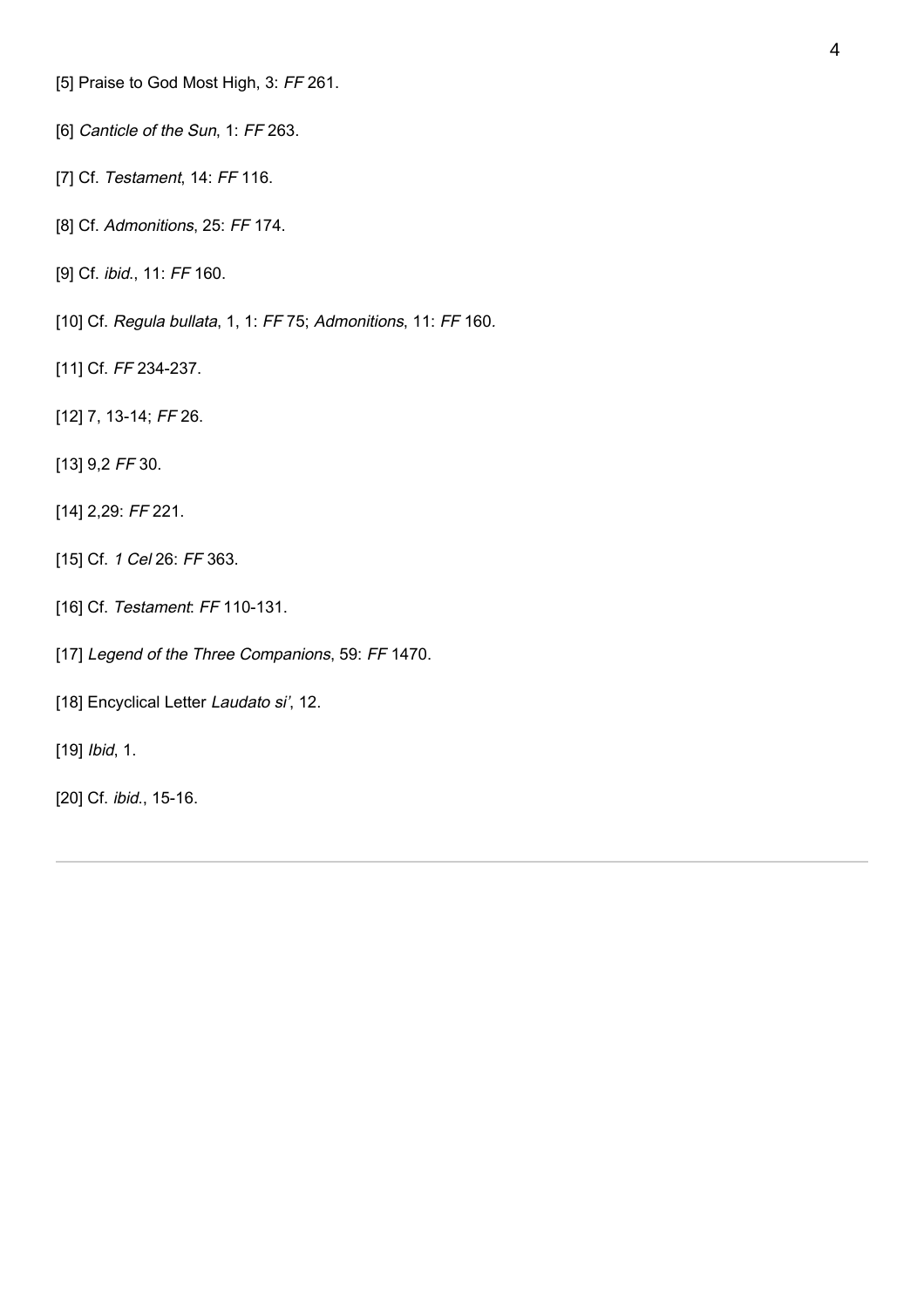[5] Praise to God Most High, 3: *FF* 261.

[6] *Canticle of the Sun*, 1: *FF* 263.

[7] Cf. *Testament*, 14: *FF* 116.

[8] Cf. *Admonitions*, 25: *FF* 174.

[9] Cf. *ibid*., 11: *FF* 160.

[10] Cf. *Regula bullata*, 1, 1: *FF* 75; *Admonitions*, 11: *FF* 160.

[11] Cf. *FF* 234-237.

[12] 7, 13-14; *FF* 26.

[13] 9,2 *FF* 30.

[14] 2,29: *FF* 221.

[15] Cf. *1 Cel* 26: *FF* 363.

[16] Cf. *Testament*: *FF* 110-131.

[17] *Legend of the Three Companions*, 59: *FF* 1470.

[18] Encyclical Letter *Laudato si'*, 12.

[19] *Ibid*, 1.

[20] Cf. *ibid*., 15-16.